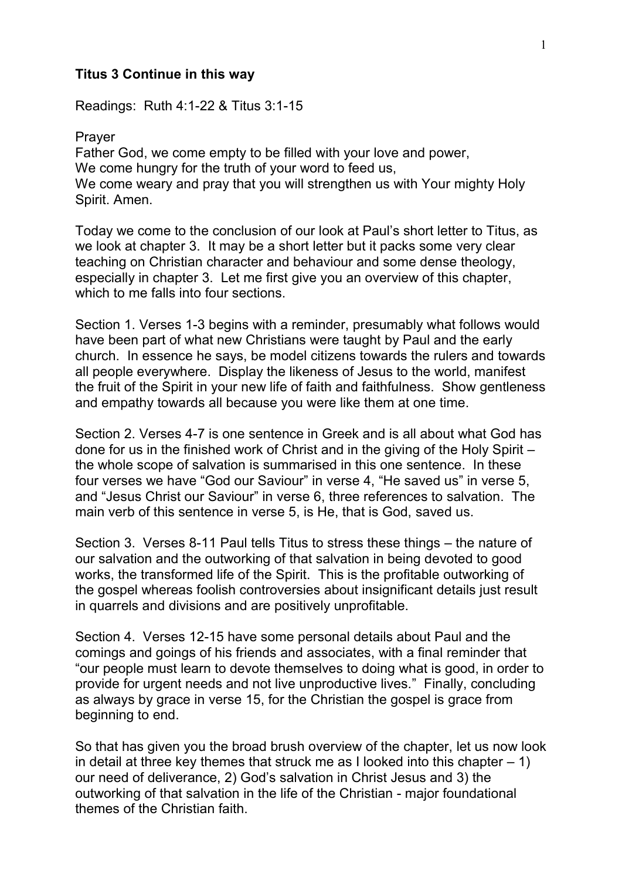**Titus 3 Continue in this way**

Readings: Ruth 4:1-22 & Titus 3:1-15

Prayer
Father God, we come empty to be filled with your love and power,
We come hungry for the truth of your word to feed us,
We come weary and pray that you will strengthen us with Your mighty Holy Spirit. Amen.

Today we come to the conclusion of our look at Paul's short letter to Titus, as we look at chapter 3. It may be a short letter but it packs some very clear teaching on Christian character and behaviour and some dense theology, especially in chapter 3. Let me first give you an overview of this chapter, which to me falls into four sections.

Section 1. Verses 1-3 begins with a reminder, presumably what follows would have been part of what new Christians were taught by Paul and the early church. In essence he says, be model citizens towards the rulers and towards all people everywhere. Display the likeness of Jesus to the world, manifest the fruit of the Spirit in your new life of faith and faithfulness. Show gentleness and empathy towards all because you were like them at one time.

Section 2. Verses 4-7 is one sentence in Greek and is all about what God has done for us in the finished work of Christ and in the giving of the Holy Spirit – the whole scope of salvation is summarised in this one sentence. In these four verses we have "God our Saviour" in verse 4, "He saved us" in verse 5, and "Jesus Christ our Saviour" in verse 6, three references to salvation. The main verb of this sentence in verse 5, is He, that is God, saved us.

Section 3. Verses 8-11 Paul tells Titus to stress these things – the nature of our salvation and the outworking of that salvation in being devoted to good works, the transformed life of the Spirit. This is the profitable outworking of the gospel whereas foolish controversies about insignificant details just result in quarrels and divisions and are positively unprofitable.

Section 4. Verses 12-15 have some personal details about Paul and the comings and goings of his friends and associates, with a final reminder that "our people must learn to devote themselves to doing what is good, in order to provide for urgent needs and not live unproductive lives." Finally, concluding as always by grace in verse 15, for the Christian the gospel is grace from beginning to end.

So that has given you the broad brush overview of the chapter, let us now look in detail at three key themes that struck me as I looked into this chapter – 1) our need of deliverance, 2) God's salvation in Christ Jesus and 3) the outworking of that salvation in the life of the Christian - major foundational themes of the Christian faith.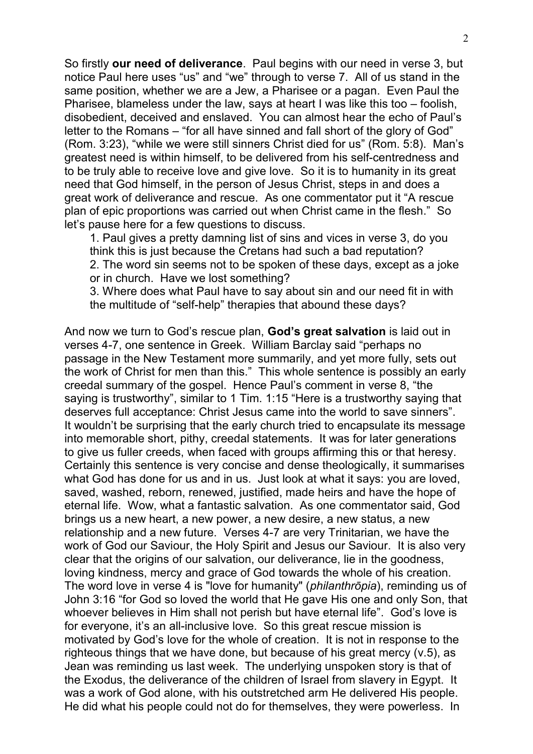So firstly **our need of deliverance**. Paul begins with our need in verse 3, but notice Paul here uses "us" and "we" through to verse 7. All of us stand in the same position, whether we are a Jew, a Pharisee or a pagan. Even Paul the Pharisee, blameless under the law, says at heart I was like this too – foolish, disobedient, deceived and enslaved. You can almost hear the echo of Paul's letter to the Romans – "for all have sinned and fall short of the glory of God" (Rom. 3:23), "while we were still sinners Christ died for us" (Rom. 5:8). Man's greatest need is within himself, to be delivered from his self-centredness and to be truly able to receive love and give love. So it is to humanity in its great need that God himself, in the person of Jesus Christ, steps in and does a great work of deliverance and rescue. As one commentator put it "A rescue plan of epic proportions was carried out when Christ came in the flesh." So let's pause here for a few questions to discuss.

1. Paul gives a pretty damning list of sins and vices in verse 3, do you think this is just because the Cretans had such a bad reputation?
2. The word sin seems not to be spoken of these days, except as a joke or in church. Have we lost something?
3. Where does what Paul have to say about sin and our need fit in with the multitude of "self-help" therapies that abound these days?

And now we turn to God's rescue plan, **God's great salvation** is laid out in verses 4-7, one sentence in Greek. William Barclay said "perhaps no passage in the New Testament more summarily, and yet more fully, sets out the work of Christ for men than this." This whole sentence is possibly an early creedal summary of the gospel. Hence Paul's comment in verse 8, "the saying is trustworthy", similar to 1 Tim. 1:15 "Here is a trustworthy saying that deserves full acceptance: Christ Jesus came into the world to save sinners". It wouldn't be surprising that the early church tried to encapsulate its message into memorable short, pithy, creedal statements. It was for later generations to give us fuller creeds, when faced with groups affirming this or that heresy. Certainly this sentence is very concise and dense theologically, it summarises what God has done for us and in us. Just look at what it says: you are loved, saved, washed, reborn, renewed, justified, made heirs and have the hope of eternal life. Wow, what a fantastic salvation. As one commentator said, God brings us a new heart, a new power, a new desire, a new status, a new relationship and a new future. Verses 4-7 are very Trinitarian, we have the work of God our Saviour, the Holy Spirit and Jesus our Saviour. It is also very clear that the origins of our salvation, our deliverance, lie in the goodness, loving kindness, mercy and grace of God towards the whole of his creation. The word love in verse 4 is "love for humanity" (*philanthrōpia*), reminding us of John 3:16 "for God so loved the world that He gave His one and only Son, that whoever believes in Him shall not perish but have eternal life". God's love is for everyone, it's an all-inclusive love. So this great rescue mission is motivated by God's love for the whole of creation. It is not in response to the righteous things that we have done, but because of his great mercy (v.5), as Jean was reminding us last week. The underlying unspoken story is that of the Exodus, the deliverance of the children of Israel from slavery in Egypt. It was a work of God alone, with his outstretched arm He delivered His people. He did what his people could not do for themselves, they were powerless. In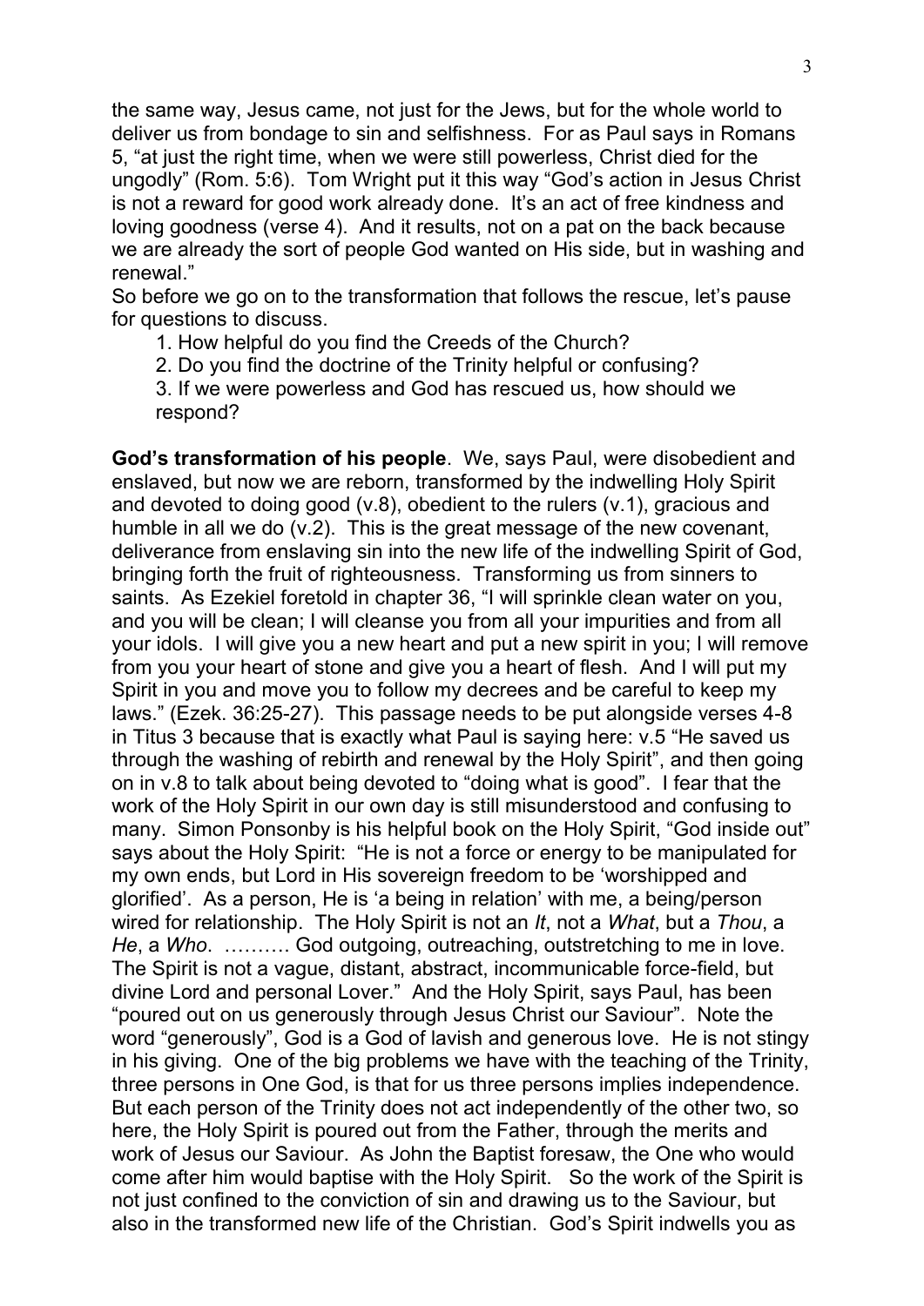the same way, Jesus came, not just for the Jews, but for the whole world to deliver us from bondage to sin and selfishness. For as Paul says in Romans 5, "at just the right time, when we were still powerless, Christ died for the ungodly" (Rom. 5:6). Tom Wright put it this way "God's action in Jesus Christ is not a reward for good work already done. It's an act of free kindness and loving goodness (verse 4). And it results, not on a pat on the back because we are already the sort of people God wanted on His side, but in washing and renewal."

So before we go on to the transformation that follows the rescue, let's pause for questions to discuss.

1. How helpful do you find the Creeds of the Church?
2. Do you find the doctrine of the Trinity helpful or confusing?
3. If we were powerless and God has rescued us, how should we respond?

**God's transformation of his people**. We, says Paul, were disobedient and enslaved, but now we are reborn, transformed by the indwelling Holy Spirit and devoted to doing good (v.8), obedient to the rulers (v.1), gracious and humble in all we do (v.2). This is the great message of the new covenant, deliverance from enslaving sin into the new life of the indwelling Spirit of God, bringing forth the fruit of righteousness. Transforming us from sinners to saints. As Ezekiel foretold in chapter 36, "I will sprinkle clean water on you, and you will be clean; I will cleanse you from all your impurities and from all your idols. I will give you a new heart and put a new spirit in you; I will remove from you your heart of stone and give you a heart of flesh. And I will put my Spirit in you and move you to follow my decrees and be careful to keep my laws." (Ezek. 36:25-27). This passage needs to be put alongside verses 4-8 in Titus 3 because that is exactly what Paul is saying here: v.5 "He saved us through the washing of rebirth and renewal by the Holy Spirit", and then going on in v.8 to talk about being devoted to "doing what is good". I fear that the work of the Holy Spirit in our own day is still misunderstood and confusing to many. Simon Ponsonby is his helpful book on the Holy Spirit, "God inside out" says about the Holy Spirit: "He is not a force or energy to be manipulated for my own ends, but Lord in His sovereign freedom to be 'worshipped and glorified'. As a person, He is 'a being in relation' with me, a being/person wired for relationship. The Holy Spirit is not an *It*, not a *What*, but a *Thou*, a *He*, a *Who*. ………. God outgoing, outreaching, outstretching to me in love. The Spirit is not a vague, distant, abstract, incommunicable force-field, but divine Lord and personal Lover." And the Holy Spirit, says Paul, has been "poured out on us generously through Jesus Christ our Saviour". Note the word "generously", God is a God of lavish and generous love. He is not stingy in his giving. One of the big problems we have with the teaching of the Trinity, three persons in One God, is that for us three persons implies independence. But each person of the Trinity does not act independently of the other two, so here, the Holy Spirit is poured out from the Father, through the merits and work of Jesus our Saviour. As John the Baptist foresaw, the One who would come after him would baptise with the Holy Spirit. So the work of the Spirit is not just confined to the conviction of sin and drawing us to the Saviour, but also in the transformed new life of the Christian. God's Spirit indwells you as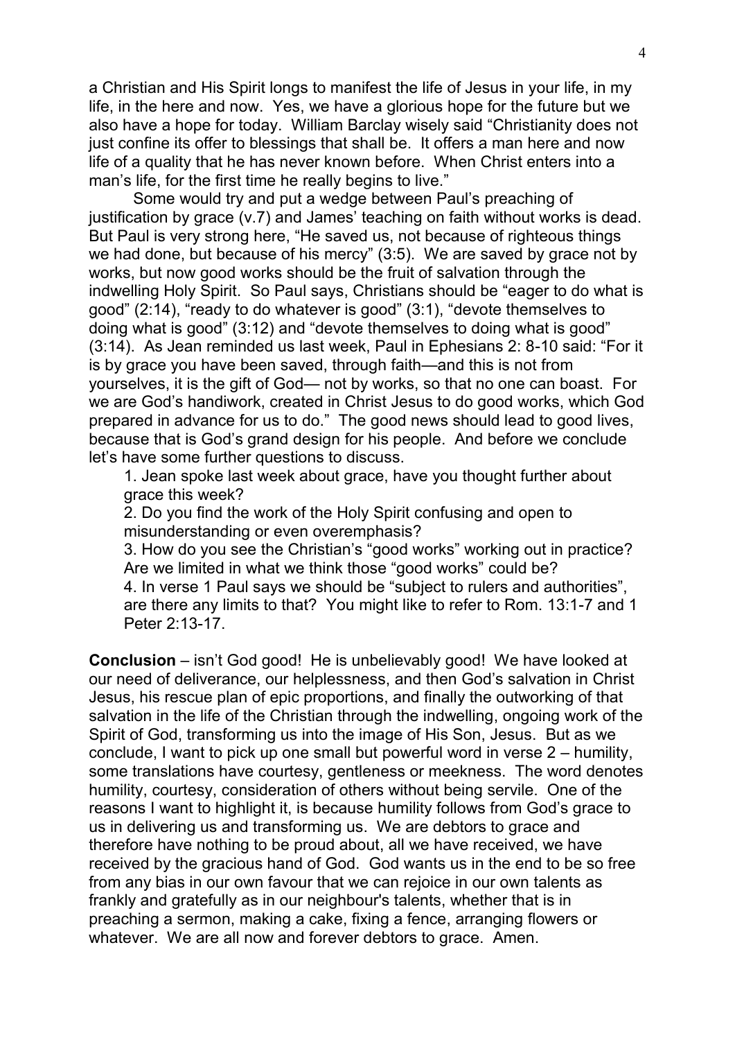a Christian and His Spirit longs to manifest the life of Jesus in your life, in my life, in the here and now. Yes, we have a glorious hope for the future but we also have a hope for today. William Barclay wisely said "Christianity does not just confine its offer to blessings that shall be. It offers a man here and now life of a quality that he has never known before. When Christ enters into a man's life, for the first time he really begins to live."

Some would try and put a wedge between Paul's preaching of justification by grace (v.7) and James' teaching on faith without works is dead. But Paul is very strong here, "He saved us, not because of righteous things we had done, but because of his mercy" (3:5). We are saved by grace not by works, but now good works should be the fruit of salvation through the indwelling Holy Spirit. So Paul says, Christians should be "eager to do what is good" (2:14), "ready to do whatever is good" (3:1), "devote themselves to doing what is good" (3:12) and "devote themselves to doing what is good" (3:14). As Jean reminded us last week, Paul in Ephesians 2: 8-10 said: "For it is by grace you have been saved, through faith—and this is not from yourselves, it is the gift of God— not by works, so that no one can boast. For we are God's handiwork, created in Christ Jesus to do good works, which God prepared in advance for us to do." The good news should lead to good lives, because that is God's grand design for his people. And before we conclude let's have some further questions to discuss.

1. Jean spoke last week about grace, have you thought further about grace this week?
2. Do you find the work of the Holy Spirit confusing and open to misunderstanding or even overemphasis?
3. How do you see the Christian's "good works" working out in practice? Are we limited in what we think those "good works" could be?
4. In verse 1 Paul says we should be "subject to rulers and authorities", are there any limits to that? You might like to refer to Rom. 13:1-7 and 1 Peter 2:13-17.

**Conclusion** – isn't God good! He is unbelievably good! We have looked at our need of deliverance, our helplessness, and then God's salvation in Christ Jesus, his rescue plan of epic proportions, and finally the outworking of that salvation in the life of the Christian through the indwelling, ongoing work of the Spirit of God, transforming us into the image of His Son, Jesus. But as we conclude, I want to pick up one small but powerful word in verse 2 – humility, some translations have courtesy, gentleness or meekness. The word denotes humility, courtesy, consideration of others without being servile. One of the reasons I want to highlight it, is because humility follows from God's grace to us in delivering us and transforming us. We are debtors to grace and therefore have nothing to be proud about, all we have received, we have received by the gracious hand of God. God wants us in the end to be so free from any bias in our own favour that we can rejoice in our own talents as frankly and gratefully as in our neighbour's talents, whether that is in preaching a sermon, making a cake, fixing a fence, arranging flowers or whatever. We are all now and forever debtors to grace. Amen.